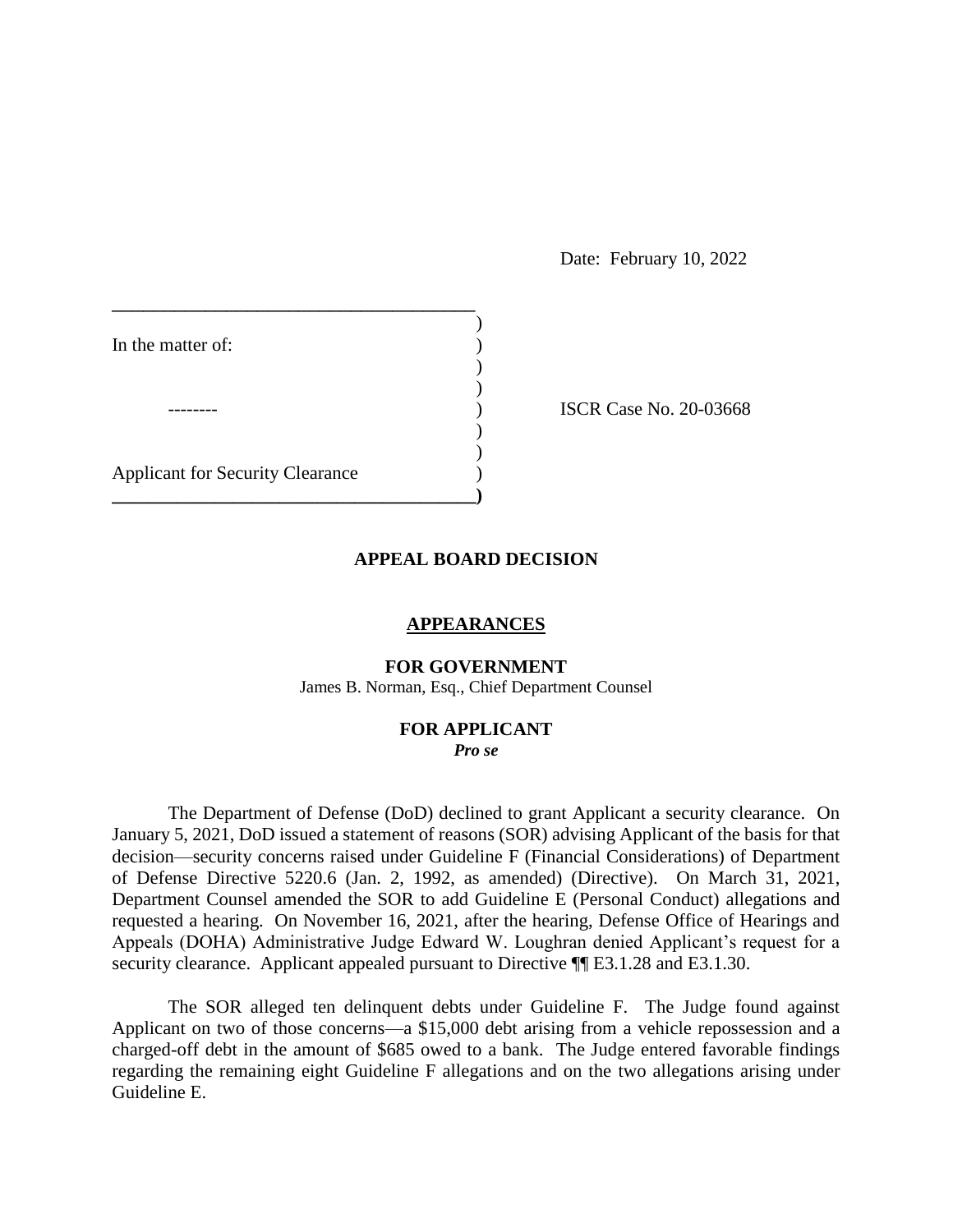Date: February 10, 2022

| | | |
|---|---|---|
| In the matter of: | ) | |
| | ) | |
| -------- | ) | ISCR Case No. 20-03668 |
| | ) | |
| Applicant for Security Clearance | ) | |

## APPEAL BOARD DECISION

### APPEARANCES

**FOR GOVERNMENT**
James B. Norman, Esq., Chief Department Counsel

**FOR APPLICANT**
***Pro se***

The Department of Defense (DoD) declined to grant Applicant a security clearance. On January 5, 2021, DoD issued a statement of reasons (SOR) advising Applicant of the basis for that decision—security concerns raised under Guideline F (Financial Considerations) of Department of Defense Directive 5220.6 (Jan. 2, 1992, as amended) (Directive). On March 31, 2021, Department Counsel amended the SOR to add Guideline E (Personal Conduct) allegations and requested a hearing. On November 16, 2021, after the hearing, Defense Office of Hearings and Appeals (DOHA) Administrative Judge Edward W. Loughran denied Applicant's request for a security clearance. Applicant appealed pursuant to Directive ¶¶ E3.1.28 and E3.1.30.

The SOR alleged ten delinquent debts under Guideline F. The Judge found against Applicant on two of those concerns—a $15,000 debt arising from a vehicle repossession and a charged-off debt in the amount of $685 owed to a bank. The Judge entered favorable findings regarding the remaining eight Guideline F allegations and on the two allegations arising under Guideline E.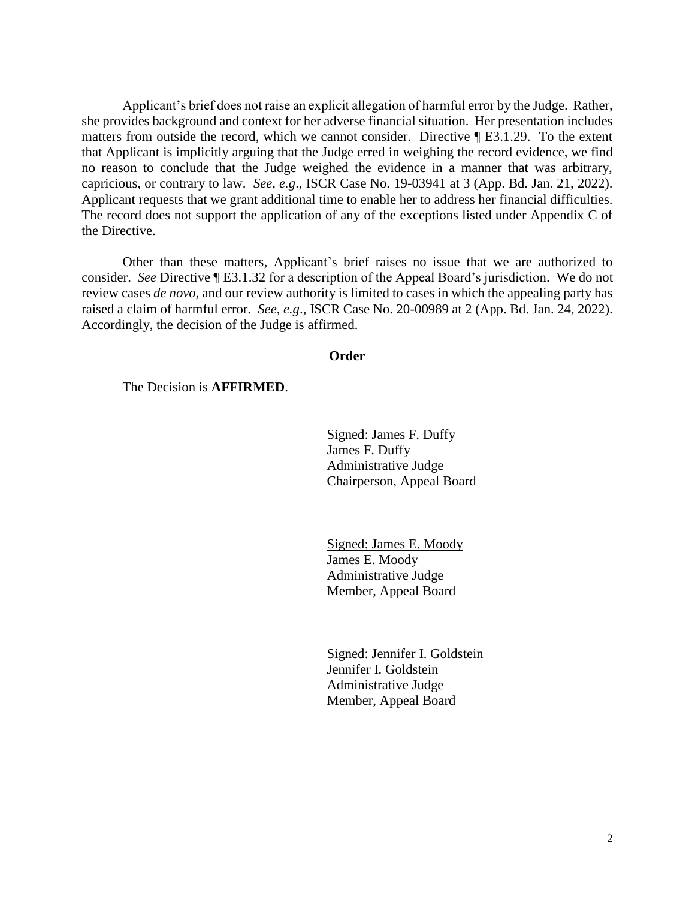Applicant's brief does not raise an explicit allegation of harmful error by the Judge. Rather, she provides background and context for her adverse financial situation. Her presentation includes matters from outside the record, which we cannot consider. Directive ¶ E3.1.29. To the extent that Applicant is implicitly arguing that the Judge erred in weighing the record evidence, we find no reason to conclude that the Judge weighed the evidence in a manner that was arbitrary, capricious, or contrary to law. *See, e.g.*, ISCR Case No. 19-03941 at 3 (App. Bd. Jan. 21, 2022). Applicant requests that we grant additional time to enable her to address her financial difficulties. The record does not support the application of any of the exceptions listed under Appendix C of the Directive.

Other than these matters, Applicant's brief raises no issue that we are authorized to consider. *See* Directive ¶ E3.1.32 for a description of the Appeal Board's jurisdiction. We do not review cases *de novo*, and our review authority is limited to cases in which the appealing party has raised a claim of harmful error. *See, e.g.*, ISCR Case No. 20-00989 at 2 (App. Bd. Jan. 24, 2022). Accordingly, the decision of the Judge is affirmed.

## Order

The Decision is **AFFIRMED**.

Signed: James F. Duffy
James F. Duffy
Administrative Judge
Chairperson, Appeal Board

Signed: James E. Moody
James E. Moody
Administrative Judge
Member, Appeal Board

Signed: Jennifer I. Goldstein
Jennifer I. Goldstein
Administrative Judge
Member, Appeal Board